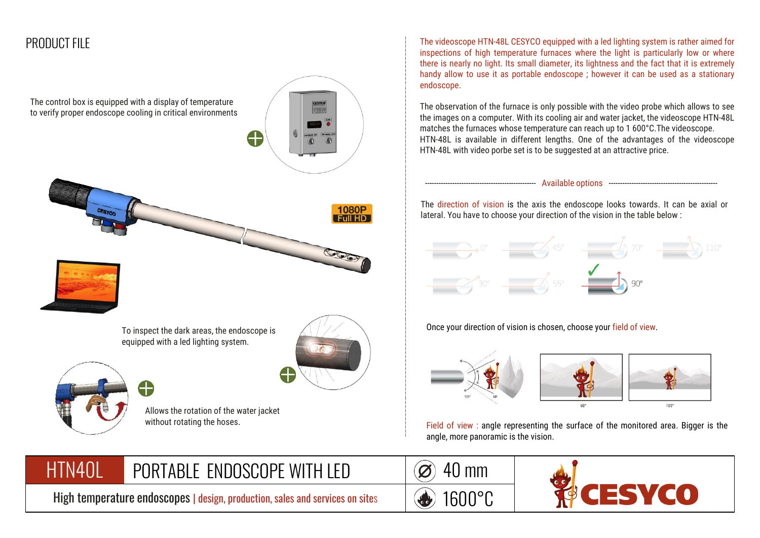# PRODUCT FILE

The control box is equipped with a display of temperature to verify proper endoscope cooling in critical environments

1080P Full HD

To inspect the dark areas, the endoscope is equipped with a led lighting system.

Allows the rotation of the water jacket without rotating the hoses.

The videoscope HTN-48L CESYCO equipped with a led lighting system is rather aimed for inspections of high temperature furnaces where the light is particularly low or where there is nearly no light. Its small diameter, its lightness and the fact that it is extremely handy allow to use it as portable endoscope ; however it can be used as a stationary endoscope.

The observation of the furnace is only possible with the video probe which allows to see the images on a computer. With its cooling air and water jacket, the videoscope HTN-48L matches the furnaces whose temperature can reach up to 1 600°C.The videoscope. HTN-48L is available in different lengths. One of the advantages of the videoscope HTN-48L with video porbe set is to be suggested at an attractive price.

## Available options

The direction of vision is the axis the endoscope looks towards. It can be axial or lateral. You have to choose your direction of the vision in the table below :

0° 45° 70° 110°

30° 55° ✓ 90°

Once your direction of vision is chosen, choose your field of view.

105° 60°

60° 105°

Field of view : angle representing the surface of the monitored area. Bigger is the angle, more panoramic is the vision.

## HTN40L PORTABLE ENDOSCOPE WITH LED

High temperature endoscopes | design, production, sales and services on sites

Ø 40 mm

1600°C

CESYCO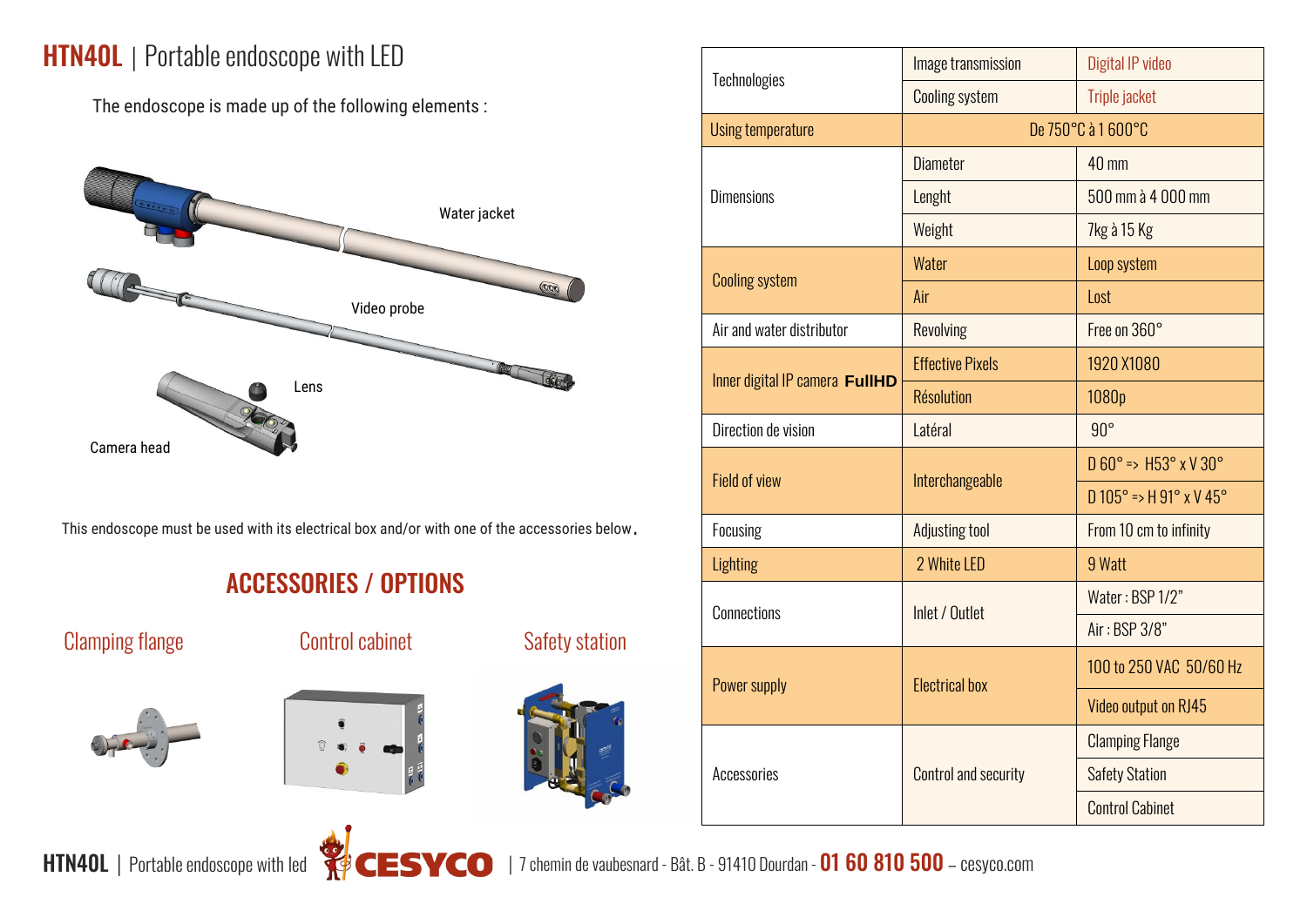# HTN40L | Portable endoscope with LED

The endoscope is made up of the following elements :

Water jacket

Video probe

Lens

Camera head

This endoscope must be used with its electrical box and/or with one of the accessories below.

## ACCESSORIES / OPTIONS

Clamping flange

Control cabinet

Safety station

| | | |
|---|---|---|
| Technologies | Image transmission | Digital IP video |
| | Cooling system | Triple jacket |
| Using temperature | De 750°C à 1 600°C | |
| Dimensions | Diameter | 40 mm |
| | Lenght | 500 mm à 4 000 mm |
| | Weight | 7kg à 15 Kg |
| Cooling system | Water | Loop system |
| | Air | Lost |
| Air and water distributor | Revolving | Free on 360° |
| Inner digital IP camera **FullHD** | Effective Pixels | 1920 X1080 |
| | Résolution | 1080p |
| Direction de vision | Latéral | 90° |
| Field of view | Interchangeable | D 60° => H53° x V 30° |
| | | D 105° => H 91° x V 45° |
| Focusing | Adjusting tool | From 10 cm to infinity |
| Lighting | 2 White LED | 9 Watt |
| Connections | Inlet / Outlet | Water : BSP 1/2" |
| | | Air : BSP 3/8" |
| Power supply | Electrical box | 100 to 250 VAC 50/60 Hz |
| | | Video output on RJ45 |
| Accessories | Control and security | Clamping Flange |
| | | Safety Station |
| | | Control Cabinet |

**HTN40L** | Portable endoscope with led CESYCO | 7 chemin de vaubesnard - Bât. B - 91410 Dourdan - **01 60 810 500** – cesyco.com